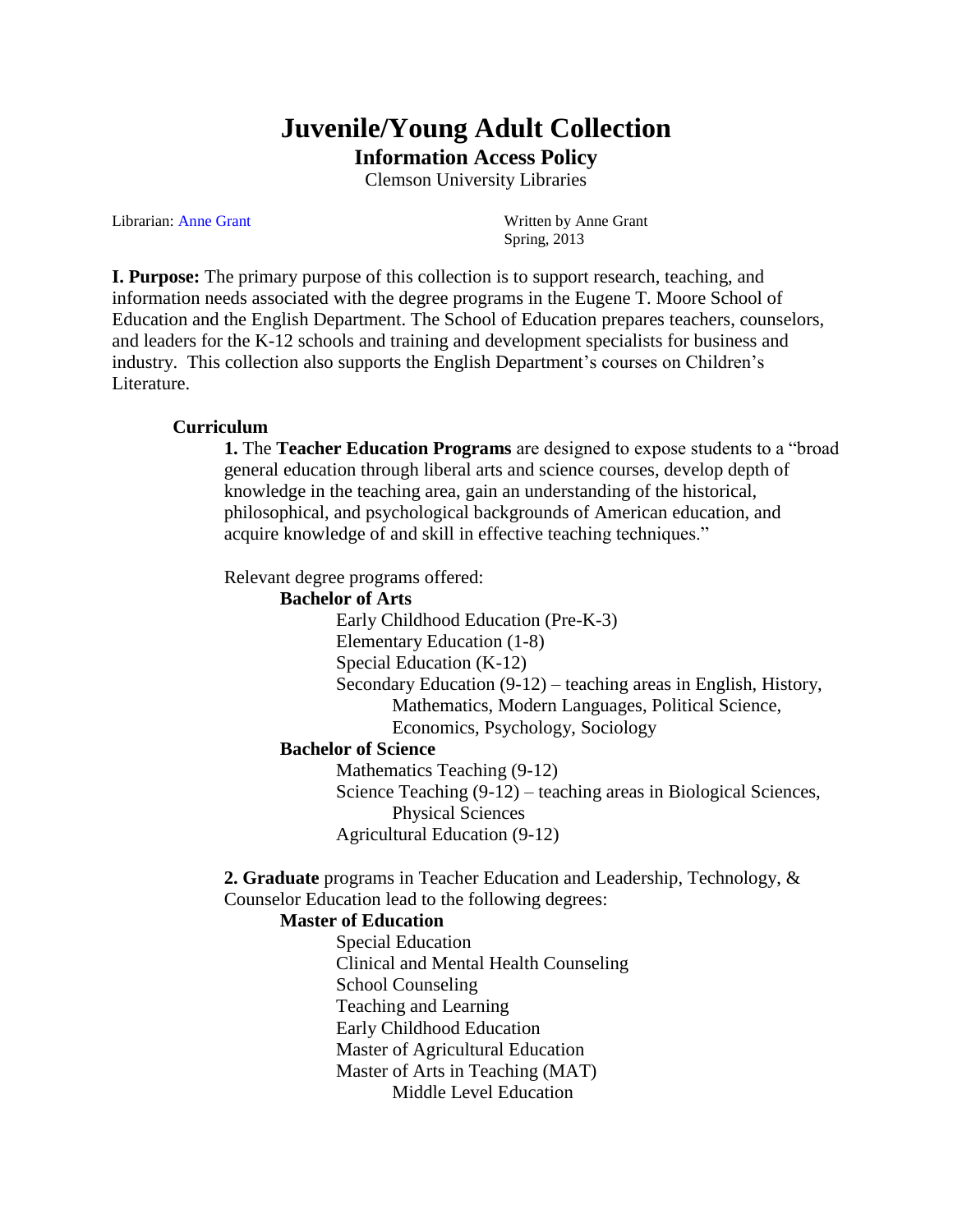# Juvenile/Young Adult Collection

## Information Access Policy

Clemson University Libraries

Librarian: Anne Grant

Written by Anne Grant
Spring, 2013

**I. Purpose:** The primary purpose of this collection is to support research, teaching, and information needs associated with the degree programs in the Eugene T. Moore School of Education and the English Department. The School of Education prepares teachers, counselors, and leaders for the K-12 schools and training and development specialists for business and industry. This collection also supports the English Department's courses on Children's Literature.

**Curriculum**

**1.** The **Teacher Education Programs** are designed to expose students to a "broad general education through liberal arts and science courses, develop depth of knowledge in the teaching area, gain an understanding of the historical, philosophical, and psychological backgrounds of American education, and acquire knowledge of and skill in effective teaching techniques."

Relevant degree programs offered:

**Bachelor of Arts**
- Early Childhood Education (Pre-K-3)
- Elementary Education (1-8)
- Special Education (K-12)
- Secondary Education (9-12) – teaching areas in English, History, Mathematics, Modern Languages, Political Science, Economics, Psychology, Sociology

**Bachelor of Science**
- Mathematics Teaching (9-12)
- Science Teaching (9-12) – teaching areas in Biological Sciences, Physical Sciences
- Agricultural Education (9-12)

**2. Graduate** programs in Teacher Education and Leadership, Technology, & Counselor Education lead to the following degrees:

**Master of Education**
- Special Education
- Clinical and Mental Health Counseling
- School Counseling
- Teaching and Learning
- Early Childhood Education
- Master of Agricultural Education
- Master of Arts in Teaching (MAT)
  - Middle Level Education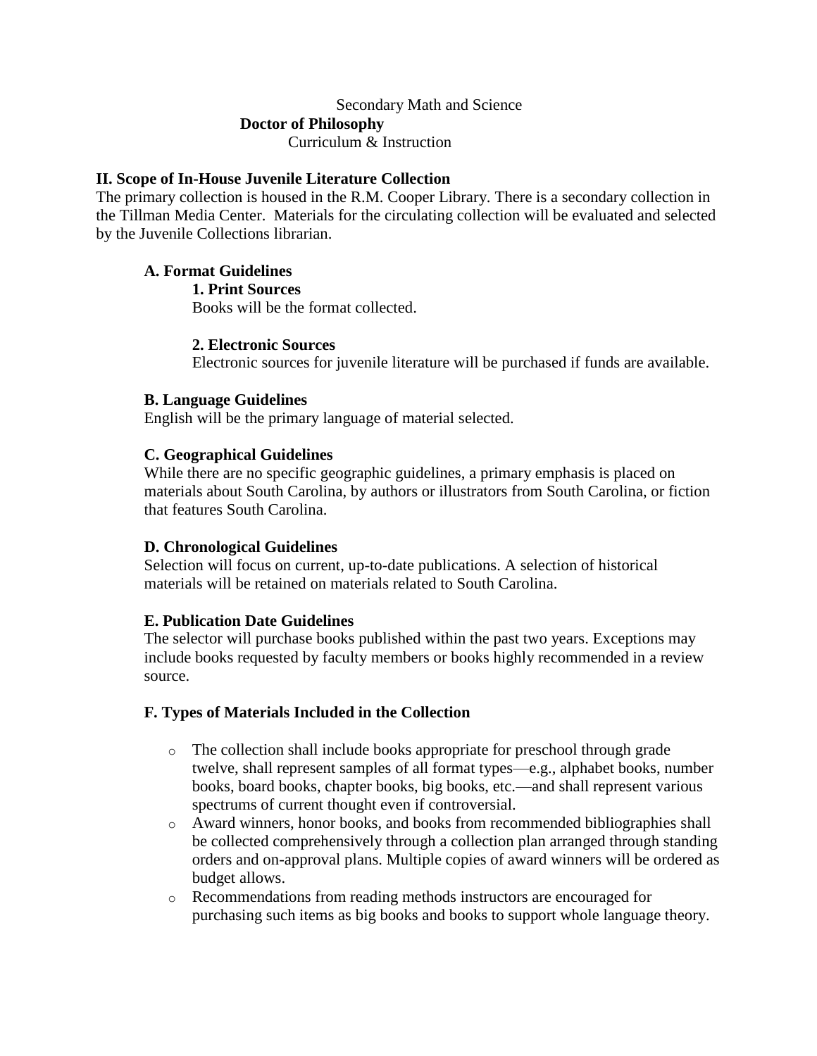Secondary Math and Science

**Doctor of Philosophy**

Curriculum & Instruction

## II. Scope of In-House Juvenile Literature Collection

The primary collection is housed in the R.M. Cooper Library. There is a secondary collection in the Tillman Media Center. Materials for the circulating collection will be evaluated and selected by the Juvenile Collections librarian.

### A. Format Guidelines

#### 1. Print Sources

Books will be the format collected.

#### 2. Electronic Sources

Electronic sources for juvenile literature will be purchased if funds are available.

### B. Language Guidelines

English will be the primary language of material selected.

### C. Geographical Guidelines

While there are no specific geographic guidelines, a primary emphasis is placed on materials about South Carolina, by authors or illustrators from South Carolina, or fiction that features South Carolina.

### D. Chronological Guidelines

Selection will focus on current, up-to-date publications. A selection of historical materials will be retained on materials related to South Carolina.

### E. Publication Date Guidelines

The selector will purchase books published within the past two years. Exceptions may include books requested by faculty members or books highly recommended in a review source.

### F. Types of Materials Included in the Collection

- The collection shall include books appropriate for preschool through grade twelve, shall represent samples of all format types—e.g., alphabet books, number books, board books, chapter books, big books, etc.—and shall represent various spectrums of current thought even if controversial.
- Award winners, honor books, and books from recommended bibliographies shall be collected comprehensively through a collection plan arranged through standing orders and on-approval plans. Multiple copies of award winners will be ordered as budget allows.
- Recommendations from reading methods instructors are encouraged for purchasing such items as big books and books to support whole language theory.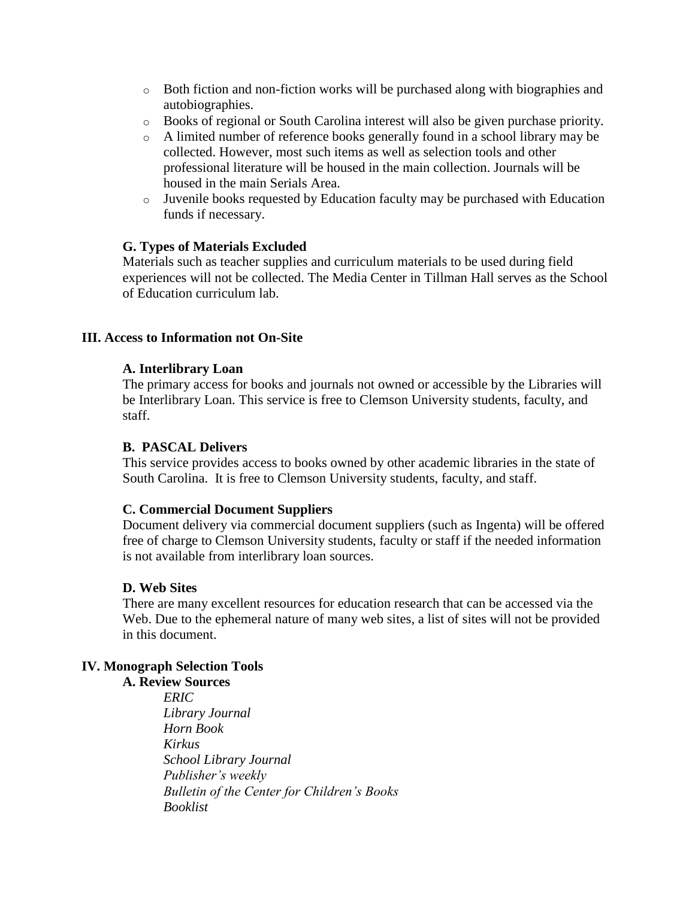- Both fiction and non-fiction works will be purchased along with biographies and autobiographies.
- Books of regional or South Carolina interest will also be given purchase priority.
- A limited number of reference books generally found in a school library may be collected. However, most such items as well as selection tools and other professional literature will be housed in the main collection. Journals will be housed in the main Serials Area.
- Juvenile books requested by Education faculty may be purchased with Education funds if necessary.

### G. Types of Materials Excluded

Materials such as teacher supplies and curriculum materials to be used during field experiences will not be collected. The Media Center in Tillman Hall serves as the School of Education curriculum lab.

## III. Access to Information not On-Site

### A. Interlibrary Loan

The primary access for books and journals not owned or accessible by the Libraries will be Interlibrary Loan. This service is free to Clemson University students, faculty, and staff.

### B. PASCAL Delivers

This service provides access to books owned by other academic libraries in the state of South Carolina. It is free to Clemson University students, faculty, and staff.

### C. Commercial Document Suppliers

Document delivery via commercial document suppliers (such as Ingenta) will be offered free of charge to Clemson University students, faculty or staff if the needed information is not available from interlibrary loan sources.

### D. Web Sites

There are many excellent resources for education research that can be accessed via the Web. Due to the ephemeral nature of many web sites, a list of sites will not be provided in this document.

## IV. Monograph Selection Tools

### A. Review Sources

*ERIC*
*Library Journal*
*Horn Book*
*Kirkus*
*School Library Journal*
*Publisher's weekly*
*Bulletin of the Center for Children's Books*
*Booklist*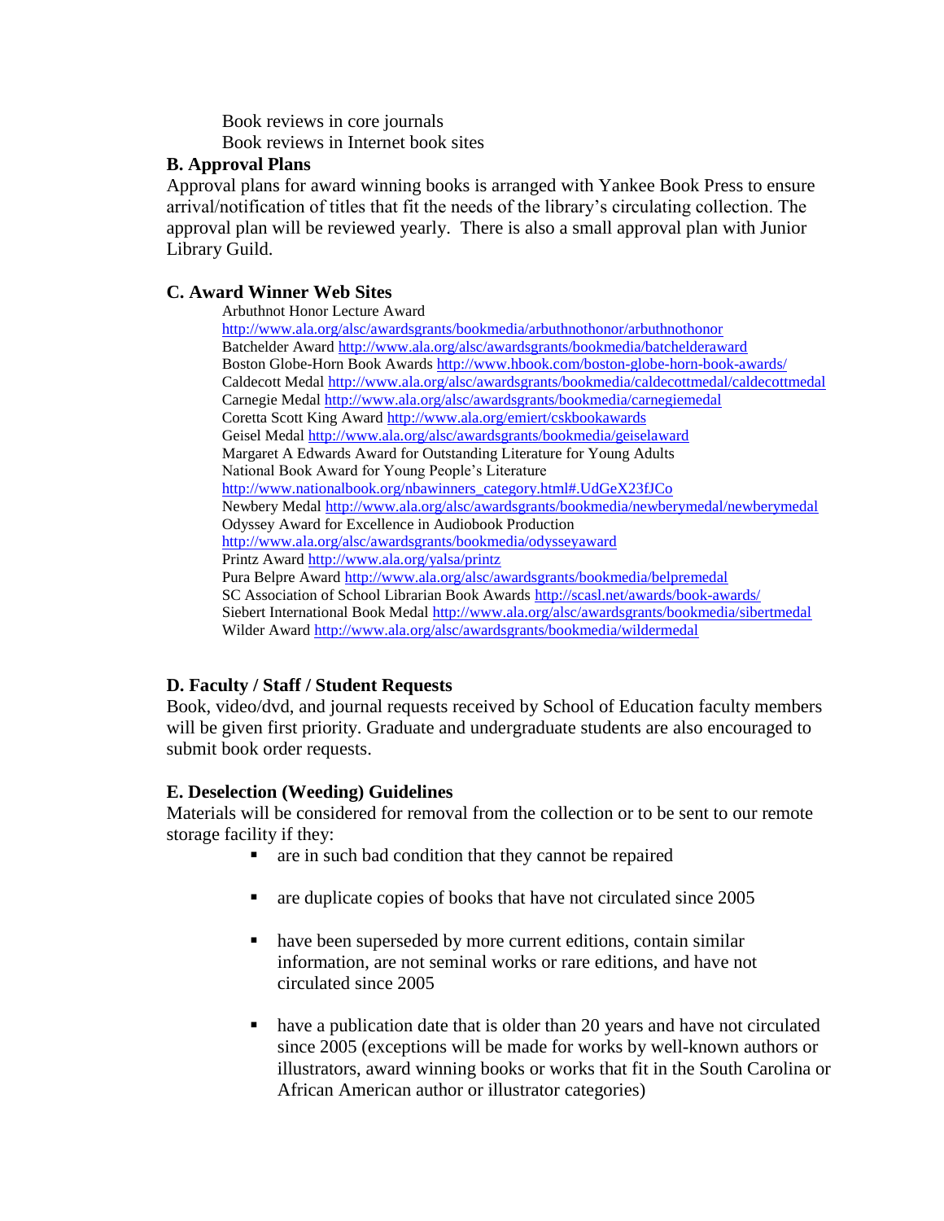Book reviews in core journals
Book reviews in Internet book sites

**B. Approval Plans**

Approval plans for award winning books is arranged with Yankee Book Press to ensure arrival/notification of titles that fit the needs of the library's circulating collection. The approval plan will be reviewed yearly. There is also a small approval plan with Junior Library Guild.

**C. Award Winner Web Sites**

Arbuthnot Honor Lecture Award
http://www.ala.org/alsc/awardsgrants/bookmedia/arbuthnothonor/arbuthnothonor
Batchelder Award http://www.ala.org/alsc/awardsgrants/bookmedia/batchelderaward
Boston Globe-Horn Book Awards http://www.hbook.com/boston-globe-horn-book-awards/
Caldecott Medal http://www.ala.org/alsc/awardsgrants/bookmedia/caldecottmedal/caldecottmedal
Carnegie Medal http://www.ala.org/alsc/awardsgrants/bookmedia/carnegiemedal
Coretta Scott King Award http://www.ala.org/emiert/cskbookawards
Geisel Medal http://www.ala.org/alsc/awardsgrants/bookmedia/geiselaward
Margaret A Edwards Award for Outstanding Literature for Young Adults
National Book Award for Young People's Literature
http://www.nationalbook.org/nbawinners_category.html#.UdGeX23fJCo
Newbery Medal http://www.ala.org/alsc/awardsgrants/bookmedia/newberymedal/newberymedal
Odyssey Award for Excellence in Audiobook Production
http://www.ala.org/alsc/awardsgrants/bookmedia/odysseyaward
Printz Award http://www.ala.org/yalsa/printz
Pura Belpre Award http://www.ala.org/alsc/awardsgrants/bookmedia/belpremedal
SC Association of School Librarian Book Awards http://scasl.net/awards/book-awards/
Siebert International Book Medal http://www.ala.org/alsc/awardsgrants/bookmedia/sibertmedal
Wilder Award http://www.ala.org/alsc/awardsgrants/bookmedia/wildermedal

**D. Faculty / Staff / Student Requests**

Book, video/dvd, and journal requests received by School of Education faculty members will be given first priority. Graduate and undergraduate students are also encouraged to submit book order requests.

**E. Deselection (Weeding) Guidelines**

Materials will be considered for removal from the collection or to be sent to our remote storage facility if they:

- are in such bad condition that they cannot be repaired
- are duplicate copies of books that have not circulated since 2005
- have been superseded by more current editions, contain similar information, are not seminal works or rare editions, and have not circulated since 2005
- have a publication date that is older than 20 years and have not circulated since 2005 (exceptions will be made for works by well-known authors or illustrators, award winning books or works that fit in the South Carolina or African American author or illustrator categories)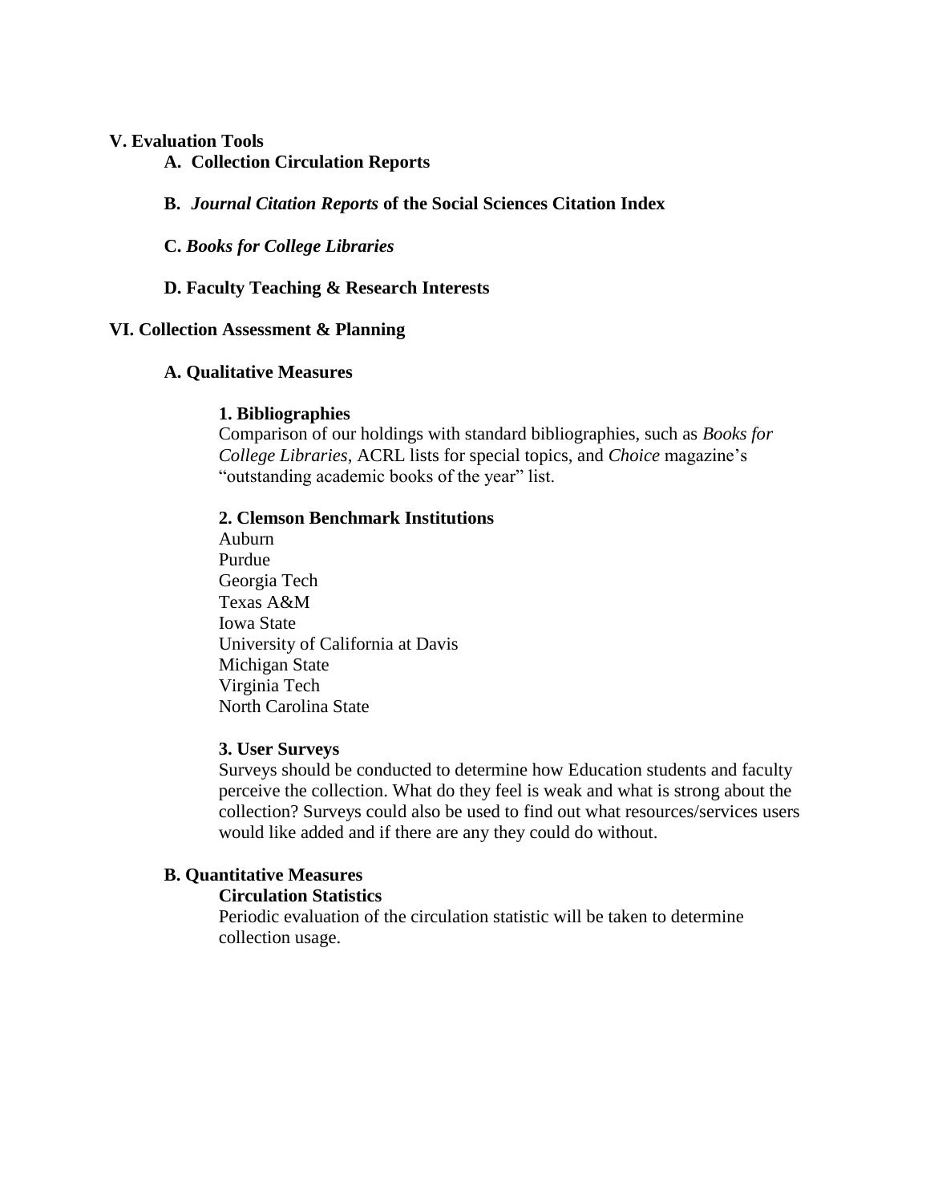## V. Evaluation Tools

### A. Collection Circulation Reports

### B. *Journal Citation Reports* of the Social Sciences Citation Index

### C. *Books for College Libraries*

### D. Faculty Teaching & Research Interests

## VI. Collection Assessment & Planning

### A. Qualitative Measures

#### 1. Bibliographies

Comparison of our holdings with standard bibliographies, such as *Books for College Libraries*, ACRL lists for special topics, and *Choice* magazine's "outstanding academic books of the year" list.

#### 2. Clemson Benchmark Institutions

Auburn
Purdue
Georgia Tech
Texas A&M
Iowa State
University of California at Davis
Michigan State
Virginia Tech
North Carolina State

#### 3. User Surveys

Surveys should be conducted to determine how Education students and faculty perceive the collection. What do they feel is weak and what is strong about the collection? Surveys could also be used to find out what resources/services users would like added and if there are any they could do without.

### B. Quantitative Measures

#### Circulation Statistics

Periodic evaluation of the circulation statistic will be taken to determine collection usage.